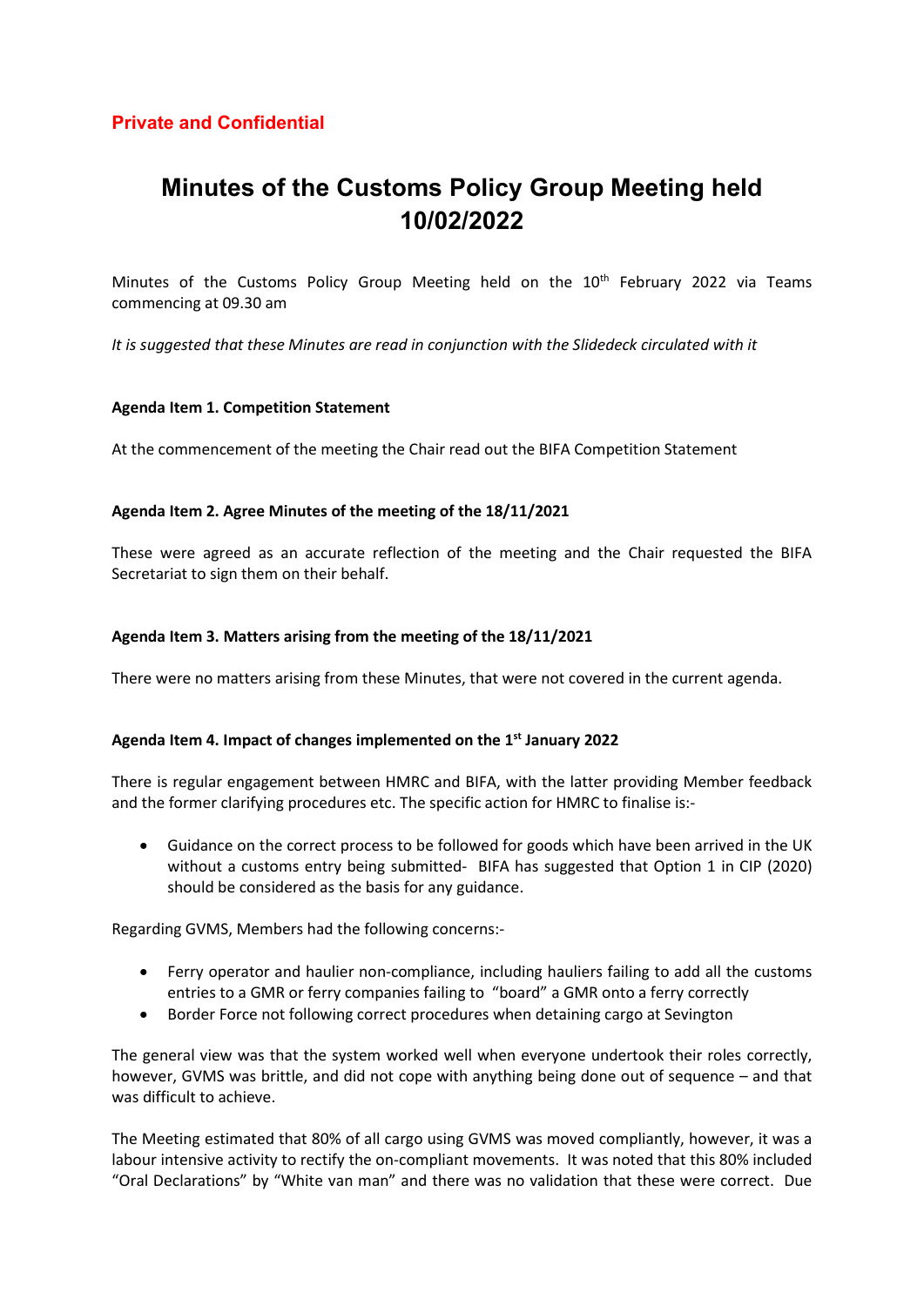**Private and Confidential**

# Minutes of the Customs Policy Group Meeting held 10/02/2022

Minutes of the Customs Policy Group Meeting held on the 10th February 2022 via Teams commencing at 09.30 am

*It is suggested that these Minutes are read in conjunction with the Slidedeck circulated with it*

**Agenda Item 1. Competition Statement**

At the commencement of the meeting the Chair read out the BIFA Competition Statement

**Agenda Item 2. Agree Minutes of the meeting of the 18/11/2021**

These were agreed as an accurate reflection of the meeting and the Chair requested the BIFA Secretariat to sign them on their behalf.

**Agenda Item 3. Matters arising from the meeting of the 18/11/2021**

There were no matters arising from these Minutes, that were not covered in the current agenda.

**Agenda Item 4. Impact of changes implemented on the 1st January 2022**

There is regular engagement between HMRC and BIFA, with the latter providing Member feedback and the former clarifying procedures etc. The specific action for HMRC to finalise is:-

- Guidance on the correct process to be followed for goods which have been arrived in the UK without a customs entry being submitted- BIFA has suggested that Option 1 in CIP (2020) should be considered as the basis for any guidance.

Regarding GVMS, Members had the following concerns:-

- Ferry operator and haulier non-compliance, including hauliers failing to add all the customs entries to a GMR or ferry companies failing to "board" a GMR onto a ferry correctly
- Border Force not following correct procedures when detaining cargo at Sevington

The general view was that the system worked well when everyone undertook their roles correctly, however, GVMS was brittle, and did not cope with anything being done out of sequence – and that was difficult to achieve.

The Meeting estimated that 80% of all cargo using GVMS was moved compliantly, however, it was a labour intensive activity to rectify the on-compliant movements. It was noted that this 80% included "Oral Declarations" by "White van man" and there was no validation that these were correct. Due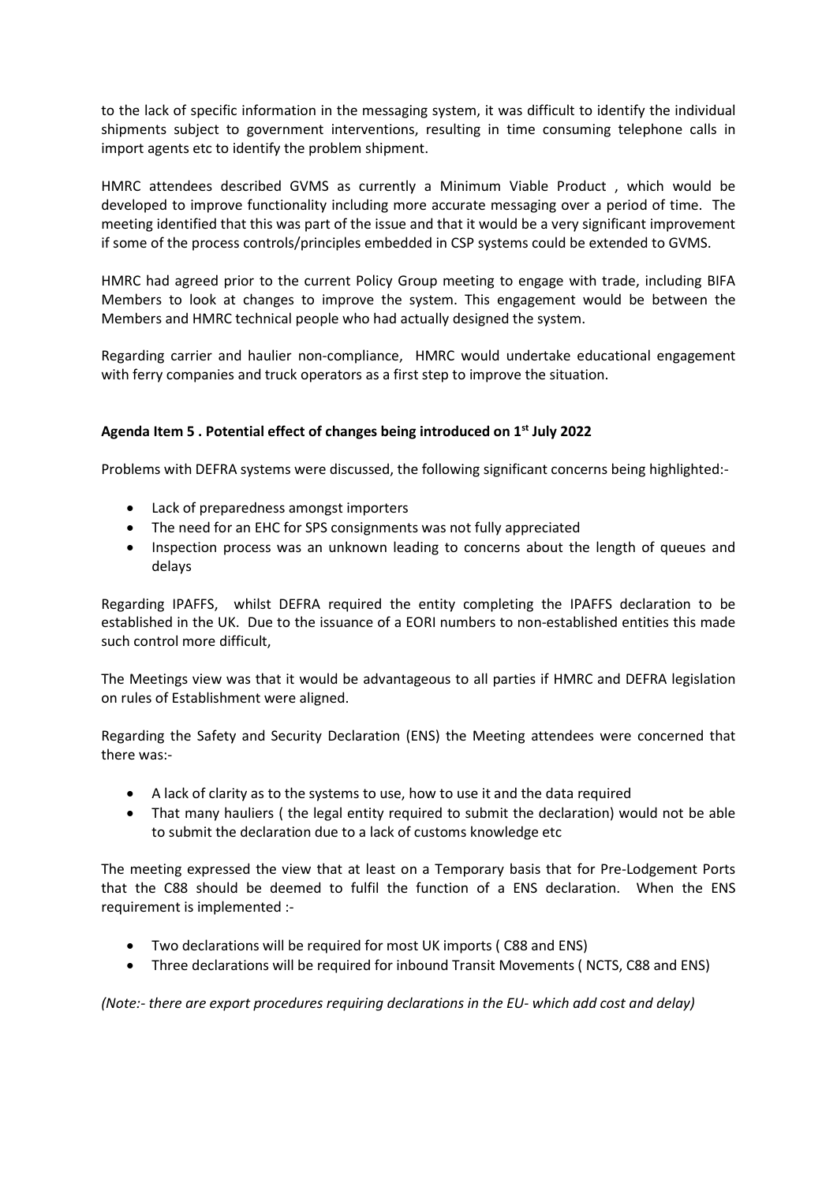to the lack of specific information in the messaging system, it was difficult to identify the individual shipments subject to government interventions, resulting in time consuming telephone calls in import agents etc to identify the problem shipment.

HMRC attendees described GVMS as currently a Minimum Viable Product , which would be developed to improve functionality including more accurate messaging over a period of time. The meeting identified that this was part of the issue and that it would be a very significant improvement if some of the process controls/principles embedded in CSP systems could be extended to GVMS.

HMRC had agreed prior to the current Policy Group meeting to engage with trade, including BIFA Members to look at changes to improve the system. This engagement would be between the Members and HMRC technical people who had actually designed the system.

Regarding carrier and haulier non-compliance, HMRC would undertake educational engagement with ferry companies and truck operators as a first step to improve the situation.

**Agenda Item 5 . Potential effect of changes being introduced on 1st July 2022**

Problems with DEFRA systems were discussed, the following significant concerns being highlighted:-

- Lack of preparedness amongst importers
- The need for an EHC for SPS consignments was not fully appreciated
- Inspection process was an unknown leading to concerns about the length of queues and delays

Regarding IPAFFS, whilst DEFRA required the entity completing the IPAFFS declaration to be established in the UK. Due to the issuance of a EORI numbers to non-established entities this made such control more difficult,

The Meetings view was that it would be advantageous to all parties if HMRC and DEFRA legislation on rules of Establishment were aligned.

Regarding the Safety and Security Declaration (ENS) the Meeting attendees were concerned that there was:-

- A lack of clarity as to the systems to use, how to use it and the data required
- That many hauliers ( the legal entity required to submit the declaration) would not be able to submit the declaration due to a lack of customs knowledge etc

The meeting expressed the view that at least on a Temporary basis that for Pre-Lodgement Ports that the C88 should be deemed to fulfil the function of a ENS declaration. When the ENS requirement is implemented :-

- Two declarations will be required for most UK imports ( C88 and ENS)
- Three declarations will be required for inbound Transit Movements ( NCTS, C88 and ENS)

*(Note:- there are export procedures requiring declarations in the EU- which add cost and delay)*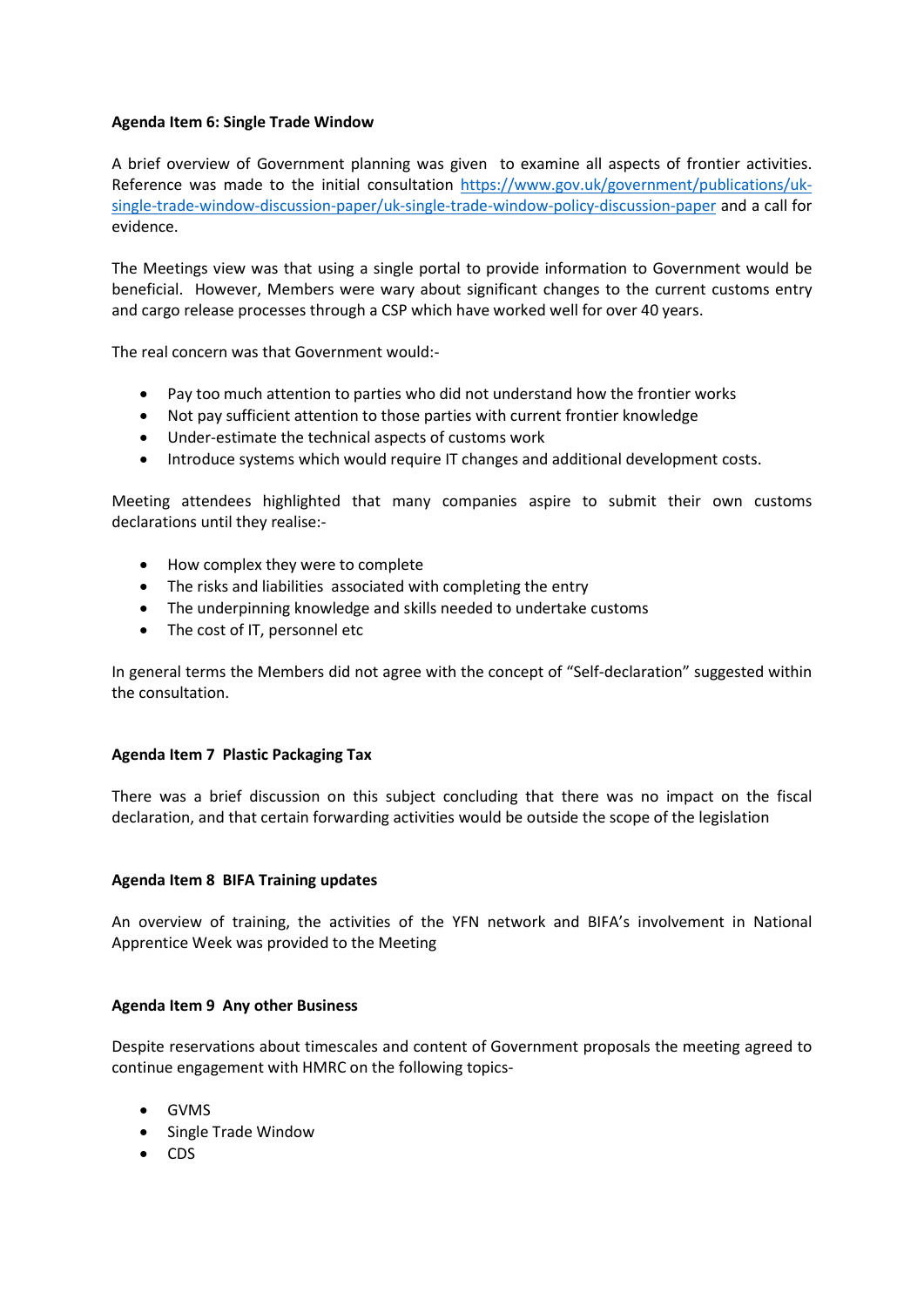**Agenda Item 6: Single Trade Window**

A brief overview of Government planning was given to examine all aspects of frontier activities. Reference was made to the initial consultation [https://www.gov.uk/government/publications/uk-single-trade-window-discussion-paper/uk-single-trade-window-policy-discussion-paper](https://www.gov.uk/government/publications/uk-single-trade-window-discussion-paper/uk-single-trade-window-policy-discussion-paper) and a call for evidence.

The Meetings view was that using a single portal to provide information to Government would be beneficial. However, Members were wary about significant changes to the current customs entry and cargo release processes through a CSP which have worked well for over 40 years.

The real concern was that Government would:-

- Pay too much attention to parties who did not understand how the frontier works
- Not pay sufficient attention to those parties with current frontier knowledge
- Under-estimate the technical aspects of customs work
- Introduce systems which would require IT changes and additional development costs.

Meeting attendees highlighted that many companies aspire to submit their own customs declarations until they realise:-

- How complex they were to complete
- The risks and liabilities associated with completing the entry
- The underpinning knowledge and skills needed to undertake customs
- The cost of IT, personnel etc

In general terms the Members did not agree with the concept of "Self-declaration" suggested within the consultation.

**Agenda Item 7 Plastic Packaging Tax**

There was a brief discussion on this subject concluding that there was no impact on the fiscal declaration, and that certain forwarding activities would be outside the scope of the legislation

**Agenda Item 8 BIFA Training updates**

An overview of training, the activities of the YFN network and BIFA's involvement in National Apprentice Week was provided to the Meeting

**Agenda Item 9 Any other Business**

Despite reservations about timescales and content of Government proposals the meeting agreed to continue engagement with HMRC on the following topics-

- GVMS
- Single Trade Window
- CDS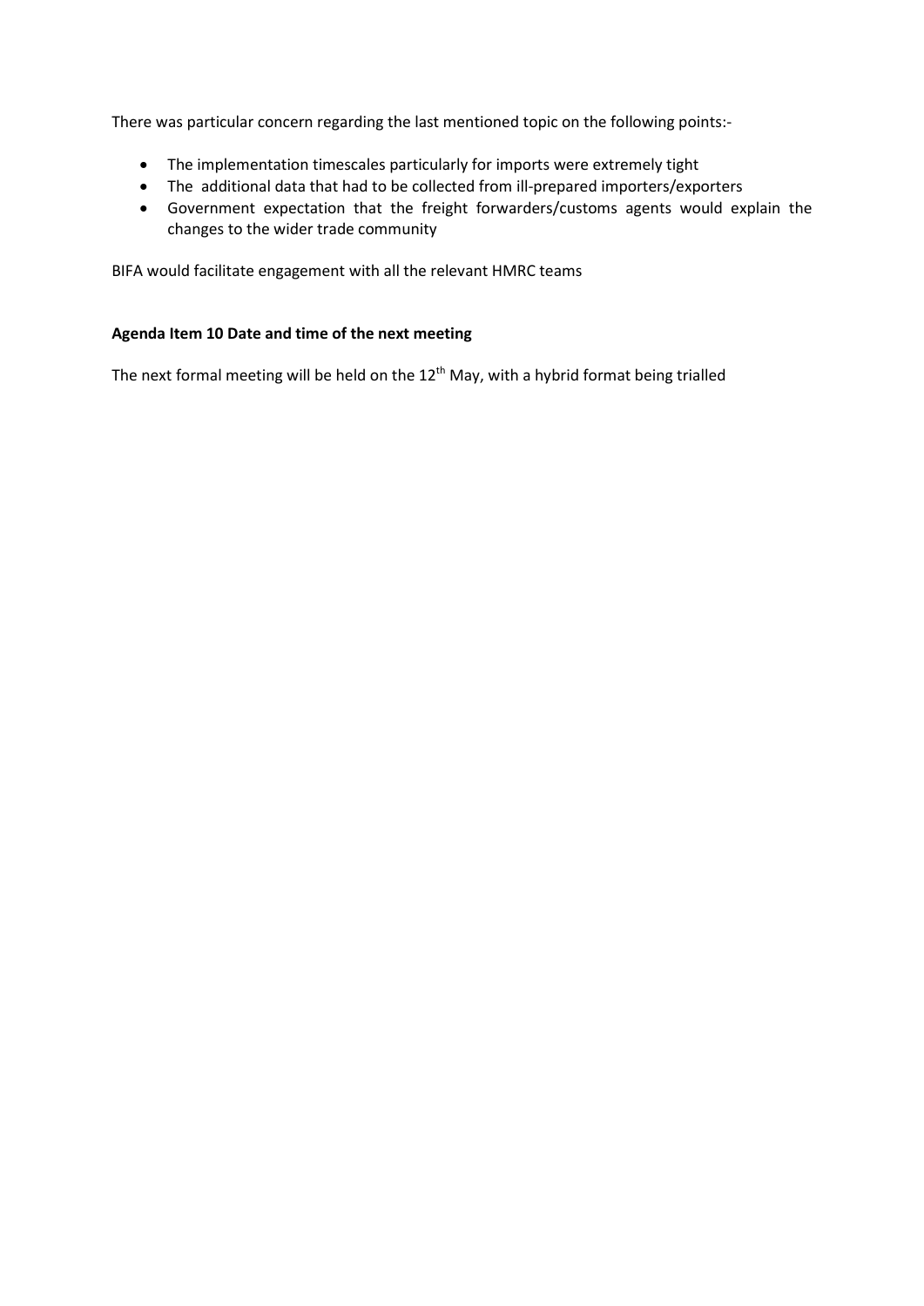There was particular concern regarding the last mentioned topic on the following points:-

- The implementation timescales particularly for imports were extremely tight
- The additional data that had to be collected from ill-prepared importers/exporters
- Government expectation that the freight forwarders/customs agents would explain the changes to the wider trade community

BIFA would facilitate engagement with all the relevant HMRC teams

**Agenda Item 10 Date and time of the next meeting**

The next formal meeting will be held on the 12th May, with a hybrid format being trialled